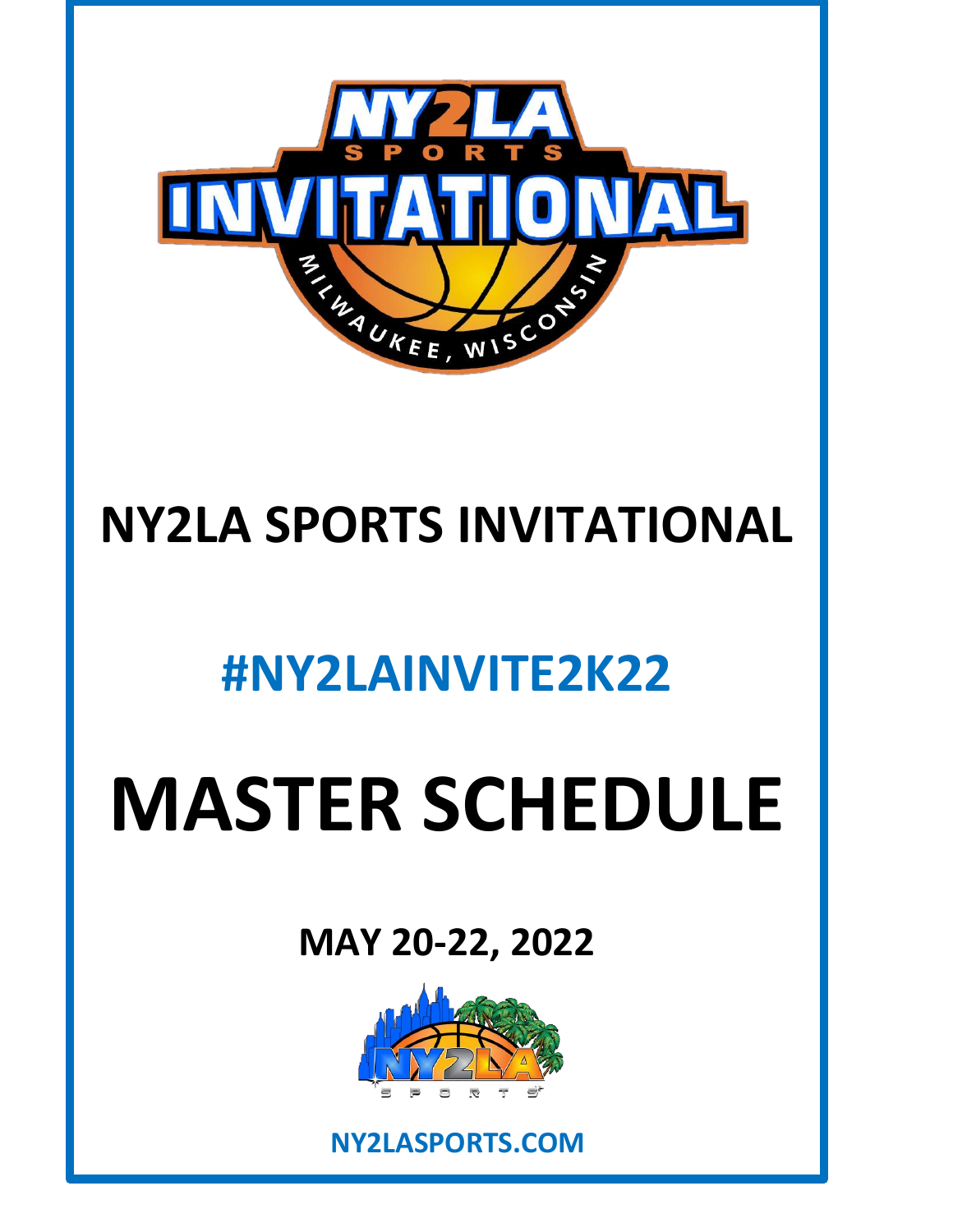# NY2LA SPORTS INVITATIONAL

## #NY2LAINVITE2K22

# MASTER SCHEDULE

## MAY 20-22, 2022

**NY2LASPORTS.COM**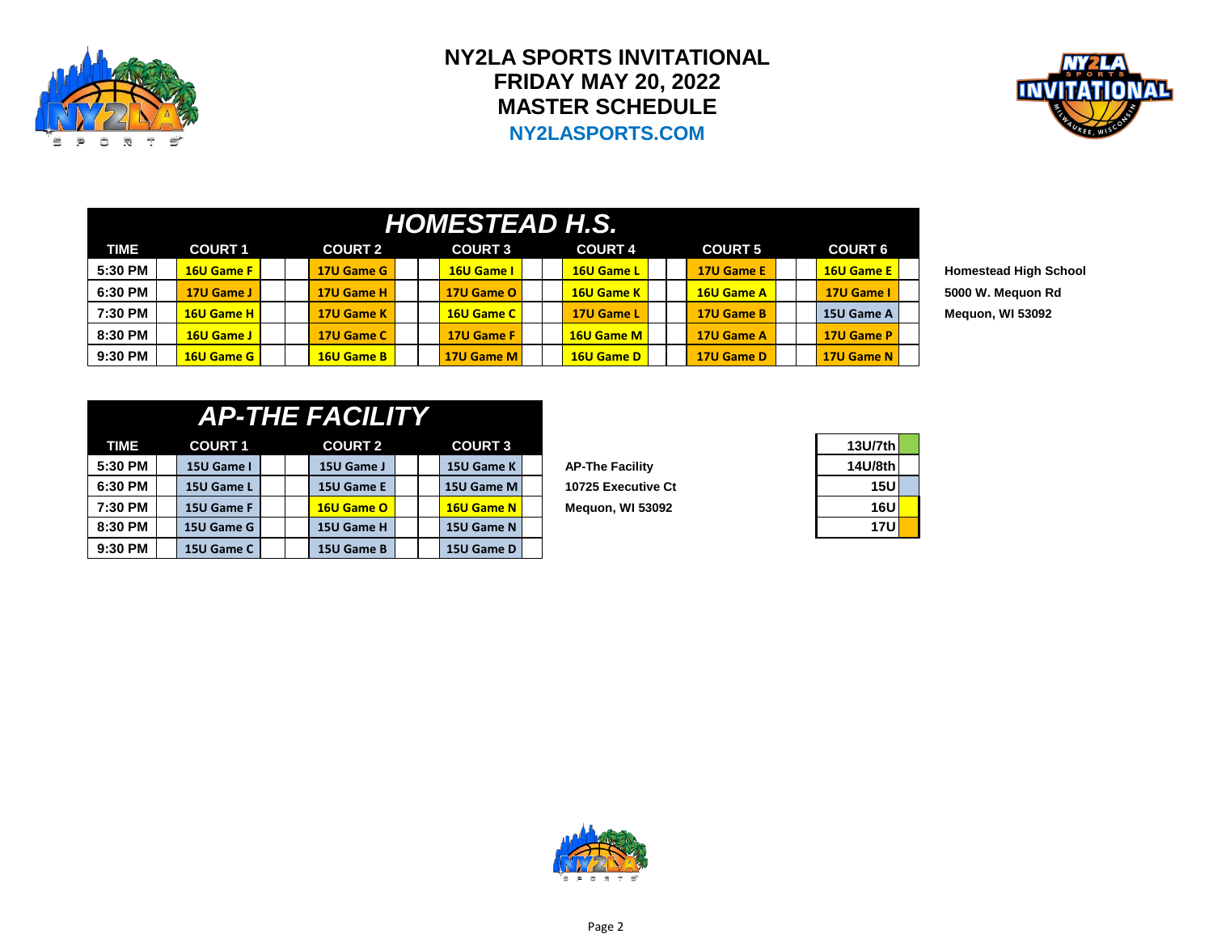# NY2LA SPORTS INVITATIONAL
# FRIDAY MAY 20, 2022
# MASTER SCHEDULE
**NY2LASPORTS.COM**

## HOMESTEAD H.S.

| TIME | COURT 1 | COURT 2 | COURT 3 | COURT 4 | COURT 5 | COURT 6 |
|---|---|---|---|---|---|---|
| 5:30 PM | 16U Game F | 17U Game G | 16U Game I | 16U Game L | 17U Game E | 16U Game E |
| 6:30 PM | 17U Game J | 17U Game H | 17U Game O | 16U Game K | 16U Game A | 17U Game I |
| 7:30 PM | 16U Game H | 17U Game K | 16U Game C | 17U Game L | 17U Game B | 15U Game A |
| 8:30 PM | 16U Game J | 17U Game C | 17U Game F | 16U Game M | 17U Game A | 17U Game P |
| 9:30 PM | 16U Game G | 16U Game B | 17U Game M | 16U Game D | 17U Game D | 17U Game N |

**Homestead High School**
**5000 W. Mequon Rd**
**Mequon, WI 53092**

## AP-THE FACILITY

| TIME | COURT 1 | COURT 2 | COURT 3 |
|---|---|---|---|
| 5:30 PM | 15U Game I | 15U Game J | 15U Game K |
| 6:30 PM | 15U Game L | 15U Game E | 15U Game M |
| 7:30 PM | 15U Game F | 16U Game O | 16U Game N |
| 8:30 PM | 15U Game G | 15U Game H | 15U Game N |
| 9:30 PM | 15U Game C | 15U Game B | 15U Game D |

**AP-The Facility**
**10725 Executive Ct**
**Mequon, WI 53092**

| Division |
|---|
| 13U/7th |
| 14U/8th |
| 15U |
| 16U |
| 17U |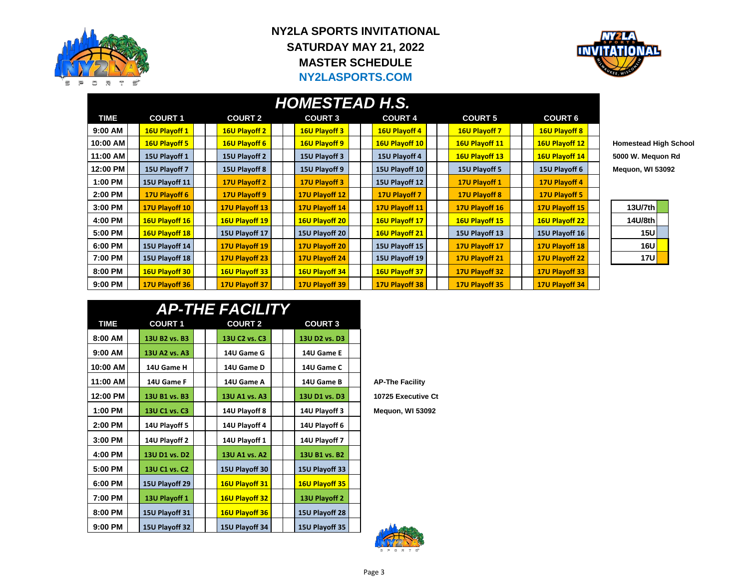# NY2LA SPORTS INVITATIONAL
## SATURDAY MAY 21, 2022
## MASTER SCHEDULE
**NY2LASPORTS.COM**

## HOMESTEAD H.S.

| TIME | COURT 1 | COURT 2 | COURT 3 | COURT 4 | COURT 5 | COURT 6 |
|---|---|---|---|---|---|---|
| 9:00 AM | 16U Playoff 1 | 16U Playoff 2 | 16U Playoff 3 | 16U Playoff 4 | 16U Playoff 7 | 16U Playoff 8 |
| 10:00 AM | 16U Playoff 5 | 16U Playoff 6 | 16U Playoff 9 | 16U Playoff 10 | 16U Playoff 11 | 16U Playoff 12 |
| 11:00 AM | 15U Playoff 1 | 15U Playoff 2 | 15U Playoff 3 | 15U Playoff 4 | 16U Playoff 13 | 16U Playoff 14 |
| 12:00 PM | 15U Playoff 7 | 15U Playoff 8 | 15U Playoff 9 | 15U Playoff 10 | 15U Playoff 5 | 15U Playoff 6 |
| 1:00 PM | 15U Playoff 11 | 17U Playoff 2 | 17U Playoff 3 | 15U Playoff 12 | 17U Playoff 1 | 17U Playoff 4 |
| 2:00 PM | 17U Playoff 6 | 17U Playoff 9 | 17U Playoff 12 | 17U Playoff 7 | 17U Playoff 8 | 17U Playoff 5 |
| 3:00 PM | 17U Playoff 10 | 17U Playoff 13 | 17U Playoff 14 | 17U Playoff 11 | 17U Playoff 16 | 17U Playoff 15 |
| 4:00 PM | 16U Playoff 16 | 16U Playoff 19 | 16U Playoff 20 | 16U Playoff 17 | 16U Playoff 15 | 16U Playoff 22 |
| 5:00 PM | 16U Playoff 18 | 15U Playoff 17 | 15U Playoff 20 | 16U Playoff 21 | 15U Playoff 13 | 15U Playoff 16 |
| 6:00 PM | 15U Playoff 14 | 17U Playoff 19 | 17U Playoff 20 | 15U Playoff 15 | 17U Playoff 17 | 17U Playoff 18 |
| 7:00 PM | 15U Playoff 18 | 17U Playoff 23 | 17U Playoff 24 | 15U Playoff 19 | 17U Playoff 21 | 17U Playoff 22 |
| 8:00 PM | 16U Playoff 30 | 16U Playoff 33 | 16U Playoff 34 | 16U Playoff 37 | 17U Playoff 32 | 17U Playoff 33 |
| 9:00 PM | 17U Playoff 36 | 17U Playoff 37 | 17U Playoff 39 | 17U Playoff 38 | 17U Playoff 35 | 17U Playoff 34 |

**Homestead High School**
**5000 W. Mequon Rd**
**Mequon, WI 53092**

| Division |
|---|
| 13U/7th |
| 14U/8th |
| 15U |
| 16U |
| 17U |

## AP-THE FACILITY

| TIME | COURT 1 | COURT 2 | COURT 3 |
|---|---|---|---|
| 8:00 AM | 13U B2 vs. B3 | 13U C2 vs. C3 | 13U D2 vs. D3 |
| 9:00 AM | 13U A2 vs. A3 | 14U Game G | 14U Game E |
| 10:00 AM | 14U Game H | 14U Game D | 14U Game C |
| 11:00 AM | 14U Game F | 14U Game A | 14U Game B |
| 12:00 PM | 13U B1 vs. B3 | 13U A1 vs. A3 | 13U D1 vs. D3 |
| 1:00 PM | 13U C1 vs. C3 | 14U Playoff 8 | 14U Playoff 3 |
| 2:00 PM | 14U Playoff 5 | 14U Playoff 4 | 14U Playoff 6 |
| 3:00 PM | 14U Playoff 2 | 14U Playoff 1 | 14U Playoff 7 |
| 4:00 PM | 13U D1 vs. D2 | 13U A1 vs. A2 | 13U B1 vs. B2 |
| 5:00 PM | 13U C1 vs. C2 | 15U Playoff 30 | 15U Playoff 33 |
| 6:00 PM | 15U Playoff 29 | 16U Playoff 31 | 16U Playoff 35 |
| 7:00 PM | 13U Playoff 1 | 16U Playoff 32 | 13U Playoff 2 |
| 8:00 PM | 15U Playoff 31 | 16U Playoff 36 | 15U Playoff 28 |
| 9:00 PM | 15U Playoff 32 | 15U Playoff 34 | 15U Playoff 35 |

**AP-The Facility**
**10725 Executive Ct**
**Mequon, WI 53092**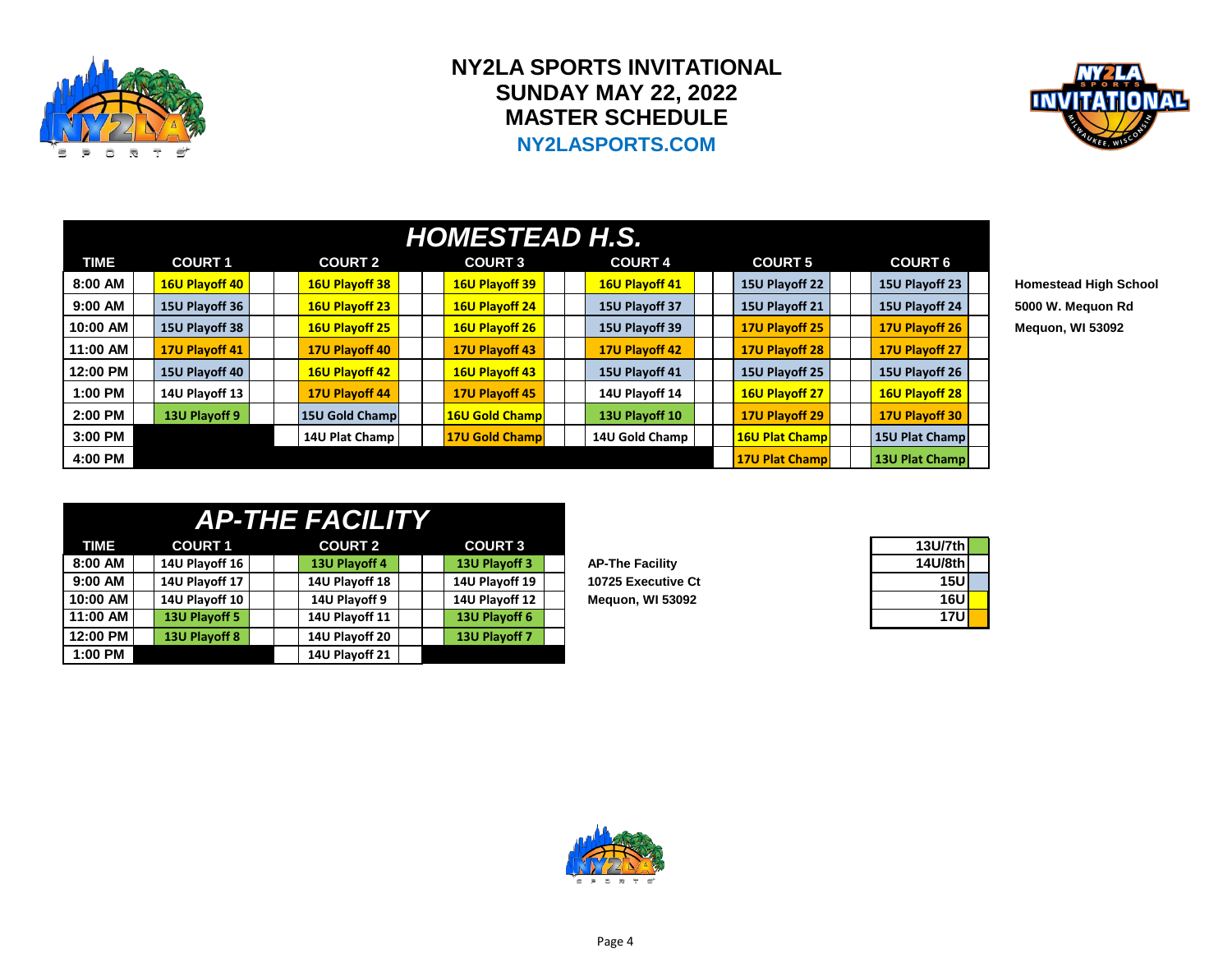# NY2LA SPORTS INVITATIONAL
## SUNDAY MAY 22, 2022
## MASTER SCHEDULE
**NY2LASPORTS.COM**

## HOMESTEAD H.S.

| TIME | COURT 1 | COURT 2 | COURT 3 | COURT 4 | COURT 5 | COURT 6 |
|---|---|---|---|---|---|---|
| 8:00 AM | 16U Playoff 40 | 16U Playoff 38 | 16U Playoff 39 | 16U Playoff 41 | 15U Playoff 22 | 15U Playoff 23 |
| 9:00 AM | 15U Playoff 36 | 16U Playoff 23 | 16U Playoff 24 | 15U Playoff 37 | 15U Playoff 21 | 15U Playoff 24 |
| 10:00 AM | 15U Playoff 38 | 16U Playoff 25 | 16U Playoff 26 | 15U Playoff 39 | 17U Playoff 25 | 17U Playoff 26 |
| 11:00 AM | 17U Playoff 41 | 17U Playoff 40 | 17U Playoff 43 | 17U Playoff 42 | 17U Playoff 28 | 17U Playoff 27 |
| 12:00 PM | 15U Playoff 40 | 16U Playoff 42 | 16U Playoff 43 | 15U Playoff 41 | 15U Playoff 25 | 15U Playoff 26 |
| 1:00 PM | 14U Playoff 13 | 17U Playoff 44 | 17U Playoff 45 | 14U Playoff 14 | 16U Playoff 27 | 16U Playoff 28 |
| 2:00 PM | 13U Playoff 9 | 15U Gold Champ | 16U Gold Champ | 13U Playoff 10 | 17U Playoff 29 | 17U Playoff 30 |
| 3:00 PM | | 14U Plat Champ | 17U Gold Champ | 14U Gold Champ | 16U Plat Champ | 15U Plat Champ |
| 4:00 PM | | | | | 17U Plat Champ | 13U Plat Champ |

**Homestead High School**
**5000 W. Mequon Rd**
**Mequon, WI 53092**

## AP-THE FACILITY

| TIME | COURT 1 | COURT 2 | COURT 3 |
|---|---|---|---|
| 8:00 AM | 14U Playoff 16 | 13U Playoff 4 | 13U Playoff 3 |
| 9:00 AM | 14U Playoff 17 | 14U Playoff 18 | 14U Playoff 19 |
| 10:00 AM | 14U Playoff 10 | 14U Playoff 9 | 14U Playoff 12 |
| 11:00 AM | 13U Playoff 5 | 14U Playoff 11 | 13U Playoff 6 |
| 12:00 PM | 13U Playoff 8 | 14U Playoff 20 | 13U Playoff 7 |
| 1:00 PM | | 14U Playoff 21 | |

**AP-The Facility**
**10725 Executive Ct**
**Mequon, WI 53092**

| Division |
|---|
| 13U/7th |
| 14U/8th |
| 15U |
| 16U |
| 17U |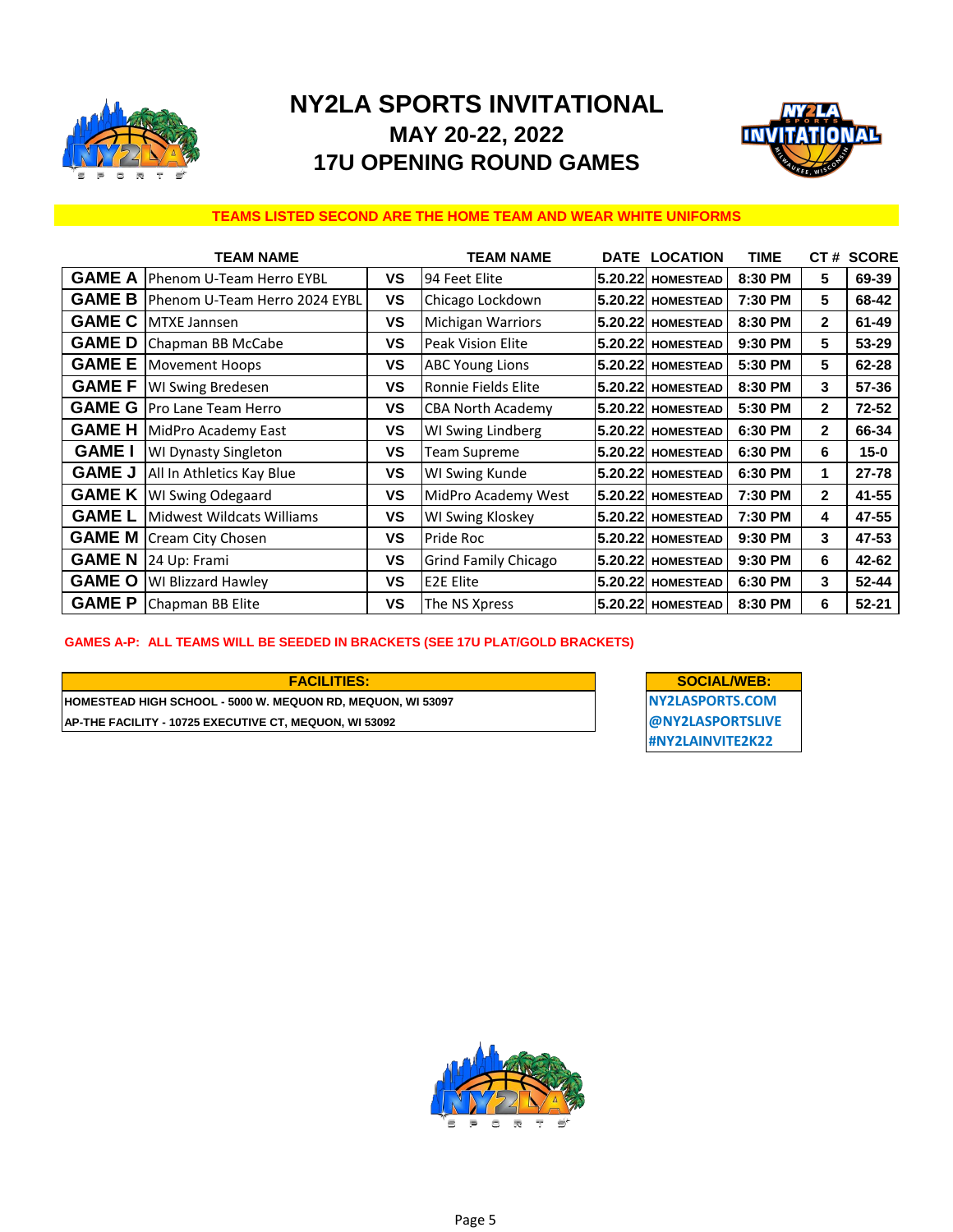# NY2LA SPORTS INVITATIONAL
## MAY 20-22, 2022
## 17U OPENING ROUND GAMES

**TEAMS LISTED SECOND ARE THE HOME TEAM AND WEAR WHITE UNIFORMS**

| | TEAM NAME | | TEAM NAME | DATE | LOCATION | TIME | CT # | SCORE |
|---|---|---|---|---|---|---|---|---|
| GAME A | Phenom U-Team Herro EYBL | VS | 94 Feet Elite | 5.20.22 | HOMESTEAD | 8:30 PM | 5 | 69-39 |
| GAME B | Phenom U-Team Herro 2024 EYBL | VS | Chicago Lockdown | 5.20.22 | HOMESTEAD | 7:30 PM | 5 | 68-42 |
| GAME C | MTXE Jannsen | VS | Michigan Warriors | 5.20.22 | HOMESTEAD | 8:30 PM | 2 | 61-49 |
| GAME D | Chapman BB McCabe | VS | Peak Vision Elite | 5.20.22 | HOMESTEAD | 9:30 PM | 5 | 53-29 |
| GAME E | Movement Hoops | VS | ABC Young Lions | 5.20.22 | HOMESTEAD | 5:30 PM | 5 | 62-28 |
| GAME F | WI Swing Bredesen | VS | Ronnie Fields Elite | 5.20.22 | HOMESTEAD | 8:30 PM | 3 | 57-36 |
| GAME G | Pro Lane Team Herro | VS | CBA North Academy | 5.20.22 | HOMESTEAD | 5:30 PM | 2 | 72-52 |
| GAME H | MidPro Academy East | VS | WI Swing Lindberg | 5.20.22 | HOMESTEAD | 6:30 PM | 2 | 66-34 |
| GAME I | WI Dynasty Singleton | VS | Team Supreme | 5.20.22 | HOMESTEAD | 6:30 PM | 6 | 15-0 |
| GAME J | All In Athletics Kay Blue | VS | WI Swing Kunde | 5.20.22 | HOMESTEAD | 6:30 PM | 1 | 27-78 |
| GAME K | WI Swing Odegaard | VS | MidPro Academy West | 5.20.22 | HOMESTEAD | 7:30 PM | 2 | 41-55 |
| GAME L | Midwest Wildcats Williams | VS | WI Swing Kloskey | 5.20.22 | HOMESTEAD | 7:30 PM | 4 | 47-55 |
| GAME M | Cream City Chosen | VS | Pride Roc | 5.20.22 | HOMESTEAD | 9:30 PM | 3 | 47-53 |
| GAME N | 24 Up: Frami | VS | Grind Family Chicago | 5.20.22 | HOMESTEAD | 9:30 PM | 6 | 42-62 |
| GAME O | WI Blizzard Hawley | VS | E2E Elite | 5.20.22 | HOMESTEAD | 6:30 PM | 3 | 52-44 |
| GAME P | Chapman BB Elite | VS | The NS Xpress | 5.20.22 | HOMESTEAD | 8:30 PM | 6 | 52-21 |

**GAMES A-P: ALL TEAMS WILL BE SEEDED IN BRACKETS (SEE 17U PLAT/GOLD BRACKETS)**

| FACILITIES: |
|---|
| HOMESTEAD HIGH SCHOOL - 5000 W. MEQUON RD, MEQUON, WI 53097 |
| AP-THE FACILITY - 10725 EXECUTIVE CT, MEQUON, WI 53092 |

| SOCIAL/WEB: |
|---|
| NY2LASPORTS.COM |
| @NY2LASPORTSLIVE |
| #NY2LAINVITE2K22 |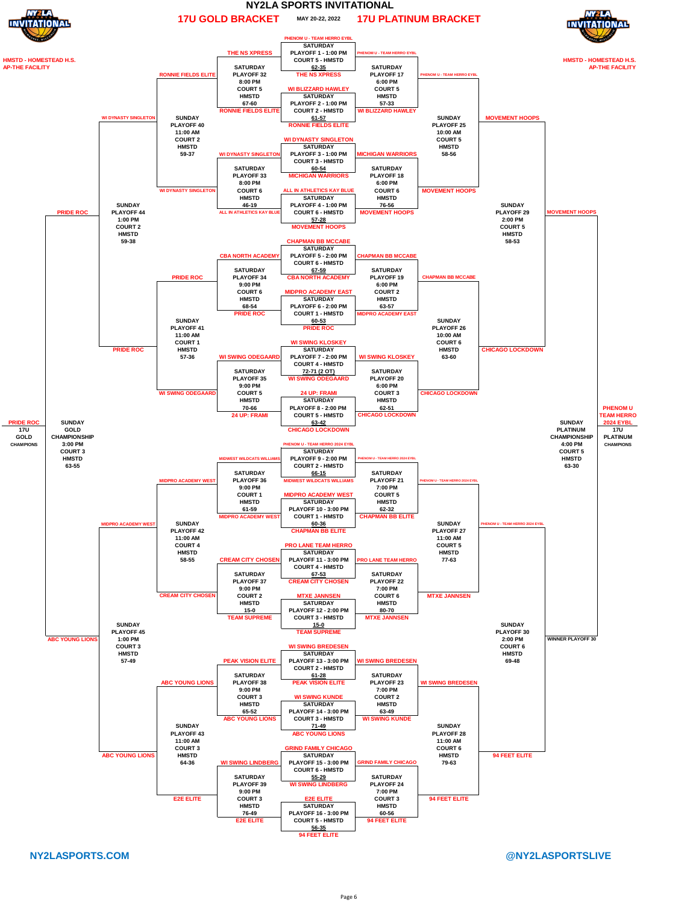# NY2LA SPORTS INVITATIONAL

## 17U GOLD BRACKET — MAY 20-22, 2022 — 17U PLATINUM BRACKET

HMSTD - HOMESTEAD H.S.
AP-THE FACILITY

### Saturday Playoffs (Center)

| Playoff | Time | Court | Team 1 | Team 2 | Score | Winner |
|---|---|---|---|---|---|---|
| PLAYOFF 1 | 1:00 PM | COURT 5 - HMSTD | PHENOM U - TEAM HERRO EYBL | THE NS XPRESS | 62-35 | PHENOM U - TEAM HERRO EYBL |
| PLAYOFF 2 | 1:00 PM | COURT 2 - HMSTD | WI BLIZZARD HAWLEY | RONNIE FIELDS ELITE | 61-57 | WI BLIZZARD HAWLEY |
| PLAYOFF 3 | 1:00 PM | COURT 3 - HMSTD | WI DYNASTY SINGLETON | MICHIGAN WARRIORS | 60-54 | MICHIGAN WARRIORS |
| PLAYOFF 4 | 1:00 PM | COURT 6 - HMSTD | ALL IN ATHLETICS KAY BLUE | MOVEMENT HOOPS | 57-28 | MOVEMENT HOOPS |
| PLAYOFF 5 | 2:00 PM | COURT 6 - HMSTD | CHAPMAN BB MCCABE | CBA NORTH ACADEMY | 67-59 | CHAPMAN BB MCCABE |
| PLAYOFF 6 | 2:00 PM | COURT 1 - HMSTD | MIDPRO ACADEMY EAST | PRIDE ROC | 60-53 | MIDPRO ACADEMY EAST |
| PLAYOFF 7 | 2:00 PM | COURT 4 - HMSTD | WI SWING KLOSKEY | WI SWING ODEGAARD | 72-71 (2 OT) | WI SWING KLOSKEY |
| PLAYOFF 8 | 2:00 PM | COURT 5 - HMSTD | 24 UP: FRAMI | CHICAGO LOCKDOWN | 63-42 | CHICAGO LOCKDOWN |
| PLAYOFF 9 | 2:00 PM | COURT 2 - HMSTD | PHENOM U - TEAM HERRO 2024 EYBL | MIDWEST WILDCATS WILLIAMS | 66-15 | PHENOM U - TEAM HERRO 2024 EYBL |
| PLAYOFF 10 | 3:00 PM | COURT 1 - HMSTD | MIDPRO ACADEMY WEST | CHAPMAN BB ELITE | 60-36 | CHAPMAN BB ELITE |
| PLAYOFF 11 | 3:00 PM | COURT 4 - HMSTD | PRO LANE TEAM HERRO | CREAM CITY CHOSEN | 67-53 | PRO LANE TEAM HERRO |
| PLAYOFF 12 | 2:00 PM | COURT 3 - HMSTD | MTXE JANNSEN | TEAM SUPREME | 15-0 | MTXE JANNSEN |
| PLAYOFF 13 | 3:00 PM | COURT 2 - HMSTD | WI SWING BREDESEN | PEAK VISION ELITE | 61-28 | WI SWING BREDESEN |
| PLAYOFF 14 | 3:00 PM | COURT 3 - HMSTD | WI SWING KUNDE | ABC YOUNG LIONS | 71-49 | WI SWING KUNDE |
| PLAYOFF 15 | 3:00 PM | COURT 6 - HMSTD | GRIND FAMILY CHICAGO | WI SWING LINDBERG | 55-29 | GRIND FAMILY CHICAGO |
| PLAYOFF 16 | 3:00 PM | COURT 5 - HMSTD | E2E ELITE | 94 FEET ELITE | 56-35 | 94 FEET ELITE |

### 17U Gold Bracket

| Playoff | Day / Time | Court | Team 1 | Team 2 | Score | Winner |
|---|---|---|---|---|---|---|
| PLAYOFF 32 | SATURDAY 8:00 PM | COURT 5 HMSTD | THE NS XPRESS | RONNIE FIELDS ELITE | 67-60 | RONNIE FIELDS ELITE |
| PLAYOFF 33 | SATURDAY 8:00 PM | COURT 6 HMSTD | WI DYNASTY SINGLETON | ALL IN ATHLETICS KAY BLUE | 46-19 | WI DYNASTY SINGLETON |
| PLAYOFF 34 | SATURDAY 9:00 PM | COURT 6 HMSTD | CBA NORTH ACADEMY | PRIDE ROC | 68-54 | PRIDE ROC |
| PLAYOFF 35 | SATURDAY 9:00 PM | COURT 5 HMSTD | WI SWING ODEGAARD | 24 UP: FRAMI | 70-66 | WI SWING ODEGAARD |
| PLAYOFF 36 | SATURDAY 9:00 PM | COURT 1 HMSTD | MIDWEST WILDCATS WILLIAMS | MIDPRO ACADEMY WEST | 61-59 | MIDPRO ACADEMY WEST |
| PLAYOFF 37 | SATURDAY 9:00 PM | COURT 2 HMSTD | CREAM CITY CHOSEN | TEAM SUPREME | 15-0 | CREAM CITY CHOSEN |
| PLAYOFF 38 | SATURDAY 9:00 PM | COURT 3 HMSTD | PEAK VISION ELITE | ABC YOUNG LIONS | 65-52 | ABC YOUNG LIONS |
| PLAYOFF 39 | SATURDAY 9:00 PM | COURT 3 HMSTD | WI SWING LINDBERG | E2E ELITE | 76-49 | E2E ELITE |
| PLAYOFF 40 | SUNDAY 11:00 AM | COURT 2 HMSTD | RONNIE FIELDS ELITE | WI DYNASTY SINGLETON | 59-37 | WI DYNASTY SINGLETON |
| PLAYOFF 41 | SUNDAY 11:00 AM | COURT 1 HMSTD | PRIDE ROC | WI SWING ODEGAARD | 57-36 | PRIDE ROC |
| PLAYOFF 42 | SUNDAY 11:00 AM | COURT 4 HMSTD | MIDPRO ACADEMY WEST | CREAM CITY CHOSEN | 58-55 | MIDPRO ACADEMY WEST |
| PLAYOFF 43 | SUNDAY 11:00 AM | COURT 3 HMSTD | ABC YOUNG LIONS | E2E ELITE | 64-36 | ABC YOUNG LIONS |
| PLAYOFF 44 | SUNDAY 1:00 PM | COURT 2 HMSTD | WI DYNASTY SINGLETON | PRIDE ROC | 59-38 | PRIDE ROC |
| PLAYOFF 45 | SUNDAY 1:00 PM | COURT 3 HMSTD | MIDPRO ACADEMY WEST | ABC YOUNG LIONS | 57-49 | ABC YOUNG LIONS |
| 17U GOLD CHAMPIONSHIP | SUNDAY 3:00 PM | COURT 3 HMSTD | PRIDE ROC | ABC YOUNG LIONS | 63-55 | PRIDE ROC |

**17U GOLD CHAMPIONS: PRIDE ROC**

### 17U Platinum Bracket

| Playoff | Day / Time | Court | Team 1 | Team 2 | Score | Winner |
|---|---|---|---|---|---|---|
| PLAYOFF 17 | SATURDAY 6:00 PM | COURT 5 HMSTD | PHENOM U - TEAM HERRO EYBL | WI BLIZZARD HAWLEY | 57-33 | PHENOM U - TEAM HERRO EYBL |
| PLAYOFF 18 | SATURDAY 6:00 PM | COURT 6 HMSTD | MICHIGAN WARRIORS | MOVEMENT HOOPS | 76-56 | MOVEMENT HOOPS |
| PLAYOFF 19 | SATURDAY 6:00 PM | COURT 2 HMSTD | CHAPMAN BB MCCABE | MIDPRO ACADEMY EAST | 63-57 | CHAPMAN BB MCCABE |
| PLAYOFF 20 | SATURDAY 6:00 PM | COURT 3 HMSTD | WI SWING KLOSKEY | CHICAGO LOCKDOWN | 62-51 | CHICAGO LOCKDOWN |
| PLAYOFF 21 | SATURDAY 7:00 PM | COURT 5 HMSTD | PHENOM U - TEAM HERRO 2024 EYBL | CHAPMAN BB ELITE | 62-32 | PHENOM U - TEAM HERRO 2024 EYBL |
| PLAYOFF 22 | SATURDAY 7:00 PM | COURT 6 HMSTD | PRO LANE TEAM HERRO | MTXE JANNSEN | 80-70 | MTXE JANNSEN |
| PLAYOFF 23 | SATURDAY 7:00 PM | COURT 2 HMSTD | WI SWING BREDESEN | WI SWING KUNDE | 63-49 | WI SWING BREDESEN |
| PLAYOFF 24 | SATURDAY 7:00 PM | COURT 3 HMSTD | GRIND FAMILY CHICAGO | 94 FEET ELITE | 60-56 | 94 FEET ELITE |
| PLAYOFF 25 | SUNDAY 10:00 AM | COURT 5 HMSTD | PHENOM U - TEAM HERRO EYBL | MOVEMENT HOOPS | 58-56 | MOVEMENT HOOPS |
| PLAYOFF 26 | SUNDAY 10:00 AM | COURT 6 HMSTD | CHAPMAN BB MCCABE | CHICAGO LOCKDOWN | 63-60 | CHICAGO LOCKDOWN |
| PLAYOFF 27 | SUNDAY 11:00 AM | COURT 5 HMSTD | PHENOM U - TEAM HERRO 2024 EYBL | MTXE JANNSEN | 77-63 | PHENOM U - TEAM HERRO 2024 EYBL |
| PLAYOFF 28 | SUNDAY 11:00 AM | COURT 6 HMSTD | WI SWING BREDESEN | 94 FEET ELITE | 79-63 | 94 FEET ELITE |
| PLAYOFF 29 | SUNDAY 2:00 PM | COURT 5 HMSTD | MOVEMENT HOOPS | CHICAGO LOCKDOWN | 58-53 | MOVEMENT HOOPS |
| PLAYOFF 30 | SUNDAY 2:00 PM | COURT 6 HMSTD | PHENOM U - TEAM HERRO 2024 EYBL | 94 FEET ELITE | 69-48 | WINNER PLAYOFF 30 |
| 17U PLATINUM CHAMPIONSHIP | SUNDAY 4:00 PM | COURT 5 HMSTD | MOVEMENT HOOPS | WINNER PLAYOFF 30 | 63-30 | PHENOM U TEAM HERRO 2024 EYBL |

**17U PLATINUM CHAMPIONS: PHENOM U TEAM HERRO 2024 EYBL**

NY2LASPORTS.COM

@NY2LASPORTSLIVE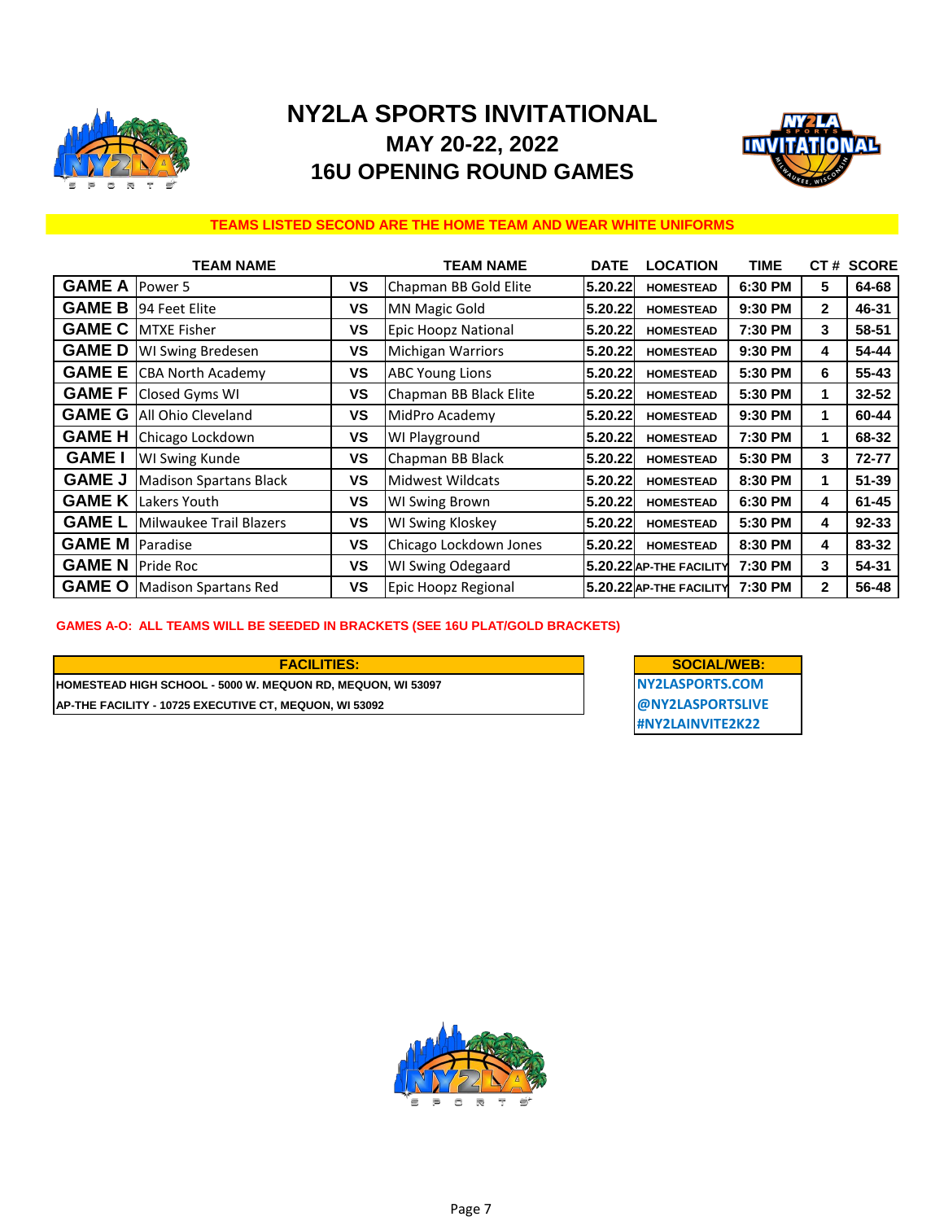# NY2LA SPORTS INVITATIONAL

## MAY 20-22, 2022

## 16U OPENING ROUND GAMES

**TEAMS LISTED SECOND ARE THE HOME TEAM AND WEAR WHITE UNIFORMS**

| | TEAM NAME | | TEAM NAME | DATE | LOCATION | TIME | CT # | SCORE |
|---|---|---|---|---|---|---|---|---|
| GAME A | Power 5 | VS | Chapman BB Gold Elite | 5.20.22 | HOMESTEAD | 6:30 PM | 5 | 64-68 |
| GAME B | 94 Feet Elite | VS | MN Magic Gold | 5.20.22 | HOMESTEAD | 9:30 PM | 2 | 46-31 |
| GAME C | MTXE Fisher | VS | Epic Hoopz National | 5.20.22 | HOMESTEAD | 7:30 PM | 3 | 58-51 |
| GAME D | WI Swing Bredesen | VS | Michigan Warriors | 5.20.22 | HOMESTEAD | 9:30 PM | 4 | 54-44 |
| GAME E | CBA North Academy | VS | ABC Young Lions | 5.20.22 | HOMESTEAD | 5:30 PM | 6 | 55-43 |
| GAME F | Closed Gyms WI | VS | Chapman BB Black Elite | 5.20.22 | HOMESTEAD | 5:30 PM | 1 | 32-52 |
| GAME G | All Ohio Cleveland | VS | MidPro Academy | 5.20.22 | HOMESTEAD | 9:30 PM | 1 | 60-44 |
| GAME H | Chicago Lockdown | VS | WI Playground | 5.20.22 | HOMESTEAD | 7:30 PM | 1 | 68-32 |
| GAME I | WI Swing Kunde | VS | Chapman BB Black | 5.20.22 | HOMESTEAD | 5:30 PM | 3 | 72-77 |
| GAME J | Madison Spartans Black | VS | Midwest Wildcats | 5.20.22 | HOMESTEAD | 8:30 PM | 1 | 51-39 |
| GAME K | Lakers Youth | VS | WI Swing Brown | 5.20.22 | HOMESTEAD | 6:30 PM | 4 | 61-45 |
| GAME L | Milwaukee Trail Blazers | VS | WI Swing Kloskey | 5.20.22 | HOMESTEAD | 5:30 PM | 4 | 92-33 |
| GAME M | Paradise | VS | Chicago Lockdown Jones | 5.20.22 | HOMESTEAD | 8:30 PM | 4 | 83-32 |
| GAME N | Pride Roc | VS | WI Swing Odegaard | 5.20.22 | AP-THE FACILITY | 7:30 PM | 3 | 54-31 |
| GAME O | Madison Spartans Red | VS | Epic Hoopz Regional | 5.20.22 | AP-THE FACILITY | 7:30 PM | 2 | 56-48 |

**GAMES A-O: ALL TEAMS WILL BE SEEDED IN BRACKETS (SEE 16U PLAT/GOLD BRACKETS)**

| FACILITIES: |
|---|
| HOMESTEAD HIGH SCHOOL - 5000 W. MEQUON RD, MEQUON, WI 53097 |
| AP-THE FACILITY - 10725 EXECUTIVE CT, MEQUON, WI 53092 |

| SOCIAL/WEB: |
|---|
| NY2LASPORTS.COM |
| @NY2LASPORTSLIVE |
| #NY2LAINVITE2K22 |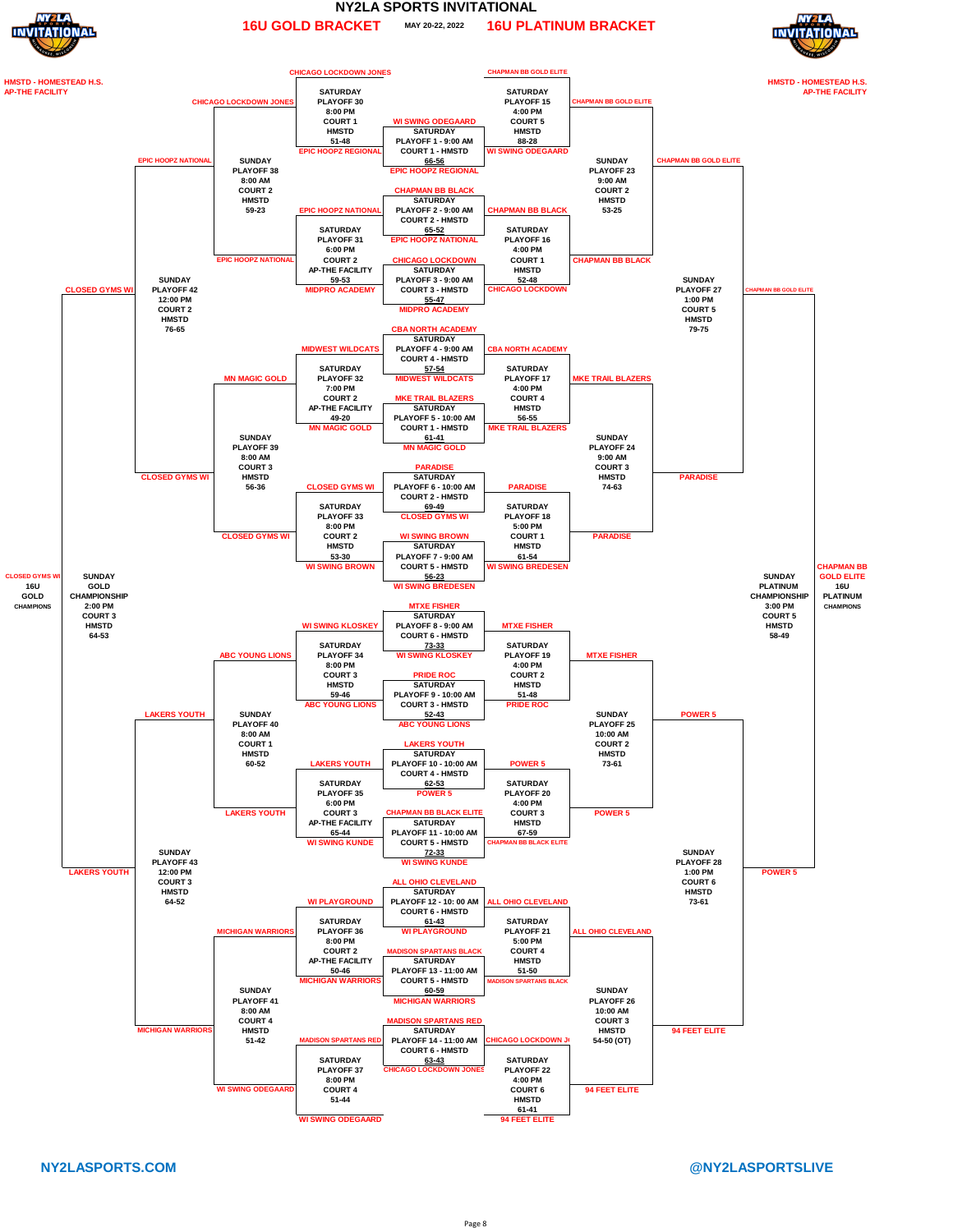# NY2LA SPORTS INVITATIONAL

## 16U GOLD BRACKET — MAY 20-22, 2022 — 16U PLATINUM BRACKET

HMSTD - HOMESTEAD H.S.
AP-THE FACILITY

### Saturday Playoffs (Center)

| Playoff | Day | Time | Court | Location | Teams | Score |
|---|---|---|---|---|---|---|
| PLAYOFF 1 | SATURDAY | 9:00 AM | COURT 1 | HMSTD | WI SWING ODEGAARD vs EPIC HOOPZ REGIONAL | 66-56 |
| PLAYOFF 2 | SATURDAY | 9:00 AM | COURT 2 | HMSTD | CHAPMAN BB BLACK vs EPIC HOOPZ NATIONAL | 65-52 |
| PLAYOFF 3 | SATURDAY | 9:00 AM | COURT 3 | HMSTD | CHICAGO LOCKDOWN vs MIDPRO ACADEMY | 55-47 |
| PLAYOFF 4 | SATURDAY | 9:00 AM | COURT 4 | HMSTD | CBA NORTH ACADEMY vs MIDWEST WILDCATS | 57-54 |
| PLAYOFF 5 | SATURDAY | 10:00 AM | COURT 1 | HMSTD | MKE TRAIL BLAZERS vs MN MAGIC GOLD | 61-41 |
| PLAYOFF 6 | SATURDAY | 10:00 AM | COURT 2 | HMSTD | PARADISE vs CLOSED GYMS WI | 69-49 |
| PLAYOFF 7 | SATURDAY | 9:00 AM | COURT 5 | HMSTD | WI SWING BROWN vs WI SWING BREDESEN | 56-23 |
| PLAYOFF 8 | SATURDAY | 9:00 AM | COURT 6 | HMSTD | MTXE FISHER vs WI SWING KLOSKEY | 73-33 |
| PLAYOFF 9 | SATURDAY | 10:00 AM | COURT 3 | HMSTD | PRIDE ROC vs ABC YOUNG LIONS | 52-43 |
| PLAYOFF 10 | SATURDAY | 10:00 AM | COURT 4 | HMSTD | LAKERS YOUTH vs POWER 5 | 62-53 |
| PLAYOFF 11 | SATURDAY | 10:00 AM | COURT 5 | HMSTD | CHAPMAN BB BLACK ELITE vs WI SWING KUNDE | 72-33 |
| PLAYOFF 12 | SATURDAY | 10: 00 AM | COURT 6 | HMSTD | ALL OHIO CLEVELAND vs WI PLAYGROUND | 61-43 |
| PLAYOFF 13 | SATURDAY | 11:00 AM | COURT 5 | HMSTD | MADISON SPARTANS BLACK vs MICHIGAN WARRIORS | 60-59 |
| PLAYOFF 14 | SATURDAY | 11:00 AM | COURT 6 | HMSTD | MADISON SPARTANS RED vs CHICAGO LOCKDOWN JONES | 63-43 |

### 16U Gold Bracket

| Playoff | Day | Time | Court | Location | Teams | Score |
|---|---|---|---|---|---|---|
| PLAYOFF 30 | SATURDAY | 8:00 PM | COURT 1 | HMSTD | CHICAGO LOCKDOWN JONES vs EPIC HOOPZ REGIONAL | 51-48 |
| PLAYOFF 31 | SATURDAY | 6:00 PM | COURT 2 | AP-THE FACILITY | EPIC HOOPZ NATIONAL vs MIDPRO ACADEMY | 59-53 |
| PLAYOFF 32 | SATURDAY | 7:00 PM | COURT 2 | AP-THE FACILITY | MIDWEST WILDCATS vs MN MAGIC GOLD | 49-20 |
| PLAYOFF 33 | SATURDAY | 8:00 PM | COURT 2 | HMSTD | CLOSED GYMS WI vs WI SWING BROWN | 53-30 |
| PLAYOFF 34 | SATURDAY | 8:00 PM | COURT 3 | HMSTD | WI SWING KLOSKEY vs ABC YOUNG LIONS | 59-46 |
| PLAYOFF 35 | SATURDAY | 6:00 PM | COURT 3 | AP-THE FACILITY | LAKERS YOUTH vs WI SWING KUNDE | 65-44 |
| PLAYOFF 36 | SATURDAY | 8:00 PM | COURT 2 | AP-THE FACILITY | WI PLAYGROUND vs MICHIGAN WARRIORS | 50-46 |
| PLAYOFF 37 | SATURDAY | 8:00 PM | COURT 4 | | MADISON SPARTANS RED vs WI SWING ODEGAARD | 51-44 |
| PLAYOFF 38 | SUNDAY | 8:00 AM | COURT 2 | HMSTD | CHICAGO LOCKDOWN JONES vs EPIC HOOPZ NATIONAL | 59-23 |
| PLAYOFF 39 | SUNDAY | 8:00 AM | COURT 3 | HMSTD | MN MAGIC GOLD vs CLOSED GYMS WI | 56-36 |
| PLAYOFF 40 | SUNDAY | 8:00 AM | COURT 1 | HMSTD | ABC YOUNG LIONS vs LAKERS YOUTH | 60-52 |
| PLAYOFF 41 | SUNDAY | 8:00 AM | COURT 4 | HMSTD | MICHIGAN WARRIORS vs WI SWING ODEGAARD | 51-42 |
| PLAYOFF 42 | SUNDAY | 12:00 PM | COURT 2 | HMSTD | EPIC HOOPZ NATIONAL vs CLOSED GYMS WI | 76-65 |
| PLAYOFF 43 | SUNDAY | 12:00 PM | COURT 3 | HMSTD | LAKERS YOUTH vs MICHIGAN WARRIORS | 64-52 |
| 16U GOLD CHAMPIONSHIP | SUNDAY | 2:00 PM | COURT 3 | HMSTD | CLOSED GYMS WI vs LAKERS YOUTH | 64-53 |

**16U GOLD CHAMPIONS: CLOSED GYMS WI**

### 16U Platinum Bracket

| Playoff | Day | Time | Court | Location | Teams | Score |
|---|---|---|---|---|---|---|
| PLAYOFF 15 | SATURDAY | 4:00 PM | COURT 5 | HMSTD | CHAPMAN BB GOLD ELITE vs WI SWING ODEGAARD | 88-28 |
| PLAYOFF 16 | SATURDAY | 4:00 PM | COURT 1 | HMSTD | CHAPMAN BB BLACK vs CHICAGO LOCKDOWN | 52-48 |
| PLAYOFF 17 | SATURDAY | 4:00 PM | COURT 4 | HMSTD | CBA NORTH ACADEMY vs MKE TRAIL BLAZERS | 56-55 |
| PLAYOFF 18 | SATURDAY | 5:00 PM | COURT 1 | HMSTD | PARADISE vs WI SWING BREDESEN | 61-54 |
| PLAYOFF 19 | SATURDAY | 4:00 PM | COURT 2 | HMSTD | MTXE FISHER vs PRIDE ROC | 51-48 |
| PLAYOFF 20 | SATURDAY | 4:00 PM | COURT 3 | HMSTD | POWER 5 vs CHAPMAN BB BLACK ELITE | 67-59 |
| PLAYOFF 21 | SATURDAY | 5:00 PM | COURT 4 | HMSTD | ALL OHIO CLEVELAND vs MADISON SPARTANS BLACK | 51-50 |
| PLAYOFF 22 | SATURDAY | 4:00 PM | COURT 6 | HMSTD | CHICAGO LOCKDOWN JONES vs 94 FEET ELITE | 61-41 |
| PLAYOFF 23 | SUNDAY | 9:00 AM | COURT 2 | HMSTD | CHAPMAN BB GOLD ELITE vs CHAPMAN BB BLACK | 53-25 |
| PLAYOFF 24 | SUNDAY | 9:00 AM | COURT 3 | HMSTD | MKE TRAIL BLAZERS vs PARADISE | 74-63 |
| PLAYOFF 25 | SUNDAY | 10:00 AM | COURT 2 | HMSTD | MTXE FISHER vs POWER 5 | 73-61 |
| PLAYOFF 26 | SUNDAY | 10:00 AM | COURT 3 | HMSTD | ALL OHIO CLEVELAND vs 94 FEET ELITE | 54-50 (OT) |
| PLAYOFF 27 | SUNDAY | 1:00 PM | COURT 5 | HMSTD | CHAPMAN BB GOLD ELITE vs PARADISE | 79-75 |
| PLAYOFF 28 | SUNDAY | 1:00 PM | COURT 6 | HMSTD | POWER 5 vs 94 FEET ELITE | 73-61 |
| 16U PLATINUM CHAMPIONSHIP | SUNDAY | 3:00 PM | COURT 5 | HMSTD | CHAPMAN BB GOLD ELITE vs POWER 5 | 58-49 |

**16U PLATINUM CHAMPIONS: CHAPMAN BB GOLD ELITE**

NY2LASPORTS.COM — @NY2LASPORTSLIVE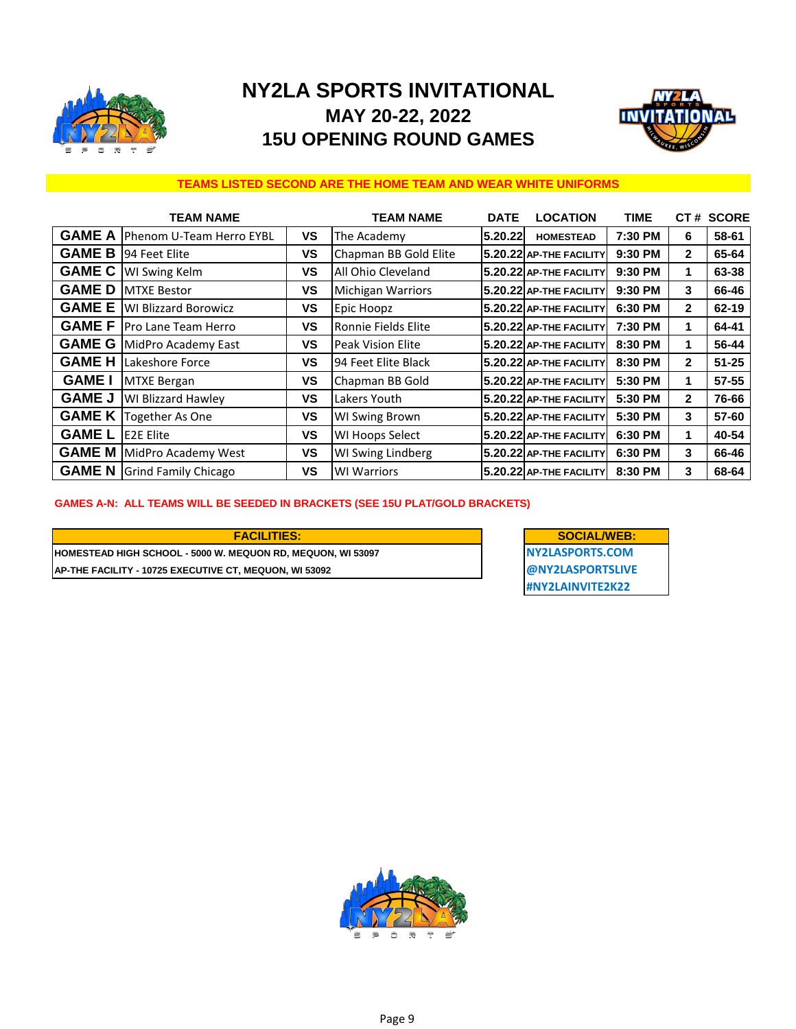# NY2LA SPORTS INVITATIONAL

## MAY 20-22, 2022

## 15U OPENING ROUND GAMES

**TEAMS LISTED SECOND ARE THE HOME TEAM AND WEAR WHITE UNIFORMS**

| | TEAM NAME | | TEAM NAME | DATE | LOCATION | TIME | CT # | SCORE |
|---|---|---|---|---|---|---|---|---|
| GAME A | Phenom U-Team Herro EYBL | VS | The Academy | 5.20.22 | HOMESTEAD | 7:30 PM | 6 | 58-61 |
| GAME B | 94 Feet Elite | VS | Chapman BB Gold Elite | 5.20.22 | AP-THE FACILITY | 9:30 PM | 2 | 65-64 |
| GAME C | WI Swing Kelm | VS | All Ohio Cleveland | 5.20.22 | AP-THE FACILITY | 9:30 PM | 1 | 63-38 |
| GAME D | MTXE Bestor | VS | Michigan Warriors | 5.20.22 | AP-THE FACILITY | 9:30 PM | 3 | 66-46 |
| GAME E | WI Blizzard Borowicz | VS | Epic Hoopz | 5.20.22 | AP-THE FACILITY | 6:30 PM | 2 | 62-19 |
| GAME F | Pro Lane Team Herro | VS | Ronnie Fields Elite | 5.20.22 | AP-THE FACILITY | 7:30 PM | 1 | 64-41 |
| GAME G | MidPro Academy East | VS | Peak Vision Elite | 5.20.22 | AP-THE FACILITY | 8:30 PM | 1 | 56-44 |
| GAME H | Lakeshore Force | VS | 94 Feet Elite Black | 5.20.22 | AP-THE FACILITY | 8:30 PM | 2 | 51-25 |
| GAME I | MTXE Bergan | VS | Chapman BB Gold | 5.20.22 | AP-THE FACILITY | 5:30 PM | 1 | 57-55 |
| GAME J | WI Blizzard Hawley | VS | Lakers Youth | 5.20.22 | AP-THE FACILITY | 5:30 PM | 2 | 76-66 |
| GAME K | Together As One | VS | WI Swing Brown | 5.20.22 | AP-THE FACILITY | 5:30 PM | 3 | 57-60 |
| GAME L | E2E Elite | VS | WI Hoops Select | 5.20.22 | AP-THE FACILITY | 6:30 PM | 1 | 40-54 |
| GAME M | MidPro Academy West | VS | WI Swing Lindberg | 5.20.22 | AP-THE FACILITY | 6:30 PM | 3 | 66-46 |
| GAME N | Grind Family Chicago | VS | WI Warriors | 5.20.22 | AP-THE FACILITY | 8:30 PM | 3 | 68-64 |

**GAMES A-N: ALL TEAMS WILL BE SEEDED IN BRACKETS (SEE 15U PLAT/GOLD BRACKETS)**

| FACILITIES: |
|---|
| HOMESTEAD HIGH SCHOOL - 5000 W. MEQUON RD, MEQUON, WI 53097 |
| AP-THE FACILITY - 10725 EXECUTIVE CT, MEQUON, WI 53092 |

| SOCIAL/WEB: |
|---|
| NY2LASPORTS.COM |
| @NY2LASPORTSLIVE |
| #NY2LAINVITE2K22 |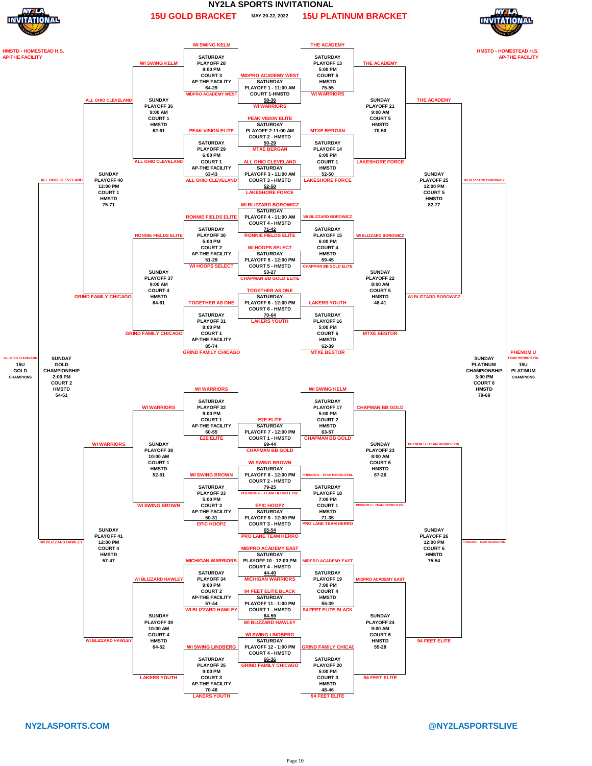# NY2LA SPORTS INVITATIONAL

## 15U GOLD BRACKET — MAY 20-22, 2022 — 15U PLATINUM BRACKET

HMSTD - HOMESTEAD H.S.
AP-THE FACILITY

### Saturday First Round (Center)

| Game | Teams | Result |
|---|---|---|
| SATURDAY PLAYOFF 1 - 11:00 AM, COURT 1-HMSTD | MIDPRO ACADEMY WEST vs WI WARRIORS | 58-36 |
| SATURDAY PLAYOFF 2-11:00 AM, COURT 2 - HMSTD | PEAK VISION ELITE vs MTXE BERGAN | 50-29 |
| SATURDAY PLAYOFF 3 - 11:00 AM, COURT 3 - HMSTD | ALL OHIO CLEVELAND vs LAKESHORE FORCE | 52-50 |
| SATURDAY PLAYOFF 4 - 11:00 AM, COURT 4 - HMSTD | WI BLIZZARD BOROWICZ vs RONNIE FIELDS ELITE | 71-42 |
| SATURDAY PLAYOFF 5 - 12:00 PM, COURT 5 - HMSTD | WI HOOPS SELECT vs CHAPMAN BB GOLD ELITE | 53-27 |
| SATURDAY PLAYOFF 6 - 12:00 PM, COURT 6 - HMSTD | TOGETHER AS ONE vs LAKERS YOUTH | 70-64 |
| SATURDAY PLAYOFF 7 - 12:00 PM, COURT 1 - HMSTD | E2E ELITE vs CHAPMAN BB GOLD | 69-44 |
| SATURDAY PLAYOFF 8 - 12:00 PM, COURT 2 - HMSTD | WI SWING BROWN vs PHENOM U - TEAM HERRO EYBL | 79-25 |
| SATURDAY PLAYOFF 9 - 12:00 PM, COURT 3 - HMSTD | EPIC HOOPZ vs PRO LANE TEAM HERRO | 65-54 |
| SATURDAY PLAYOFF 10 - 12:00 PM, COURT 4 - HMSTD | MIDPRO ACADEMY EAST vs MICHIGAN WARRIORS | 44-40 |
| SATURDAY PLAYOFF 11 - 1:00 PM, COURT 1 - HMSTD | 94 FEET ELITE BLACK vs WI BLIZZARD HAWLEY | 64-59 |
| SATURDAY PLAYOFF 12 - 1:00 PM, COURT 4 - HMSTD | WI SWING LINDBERG vs GRIND FAMILY CHICAGO | 66-36 |

### 15U Gold Bracket

| Game | Teams | Result | Winner |
|---|---|---|---|
| SATURDAY PLAYOFF 28, 8:00 PM, COURT 3, AP-THE FACILITY | WI SWING KELM vs MIDPRO ACADEMY WEST | 64-29 | WI SWING KELM |
| SATURDAY PLAYOFF 29, 6:00 PM, COURT 1, AP-THE FACILITY | PEAK VISION ELITE vs ALL OHIO CLEVELAND | 63-43 | ALL OHIO CLEVELAND |
| SATURDAY PLAYOFF 30, 5:00 PM, COURT 2, AP-THE FACILITY | RONNIE FIELDS ELITE vs WI HOOPS SELECT | 51-29 | RONNIE FIELDS ELITE |
| SATURDAY PLAYOFF 31, 8:00 PM, COURT 1, AP-THE FACILITY | TOGETHER AS ONE vs GRIND FAMILY CHICAGO | 85-74 | GRIND FAMILY CHICAGO |
| SATURDAY PLAYOFF 32, 9:00 PM, COURT 1, AP-THE FACILITY | WI WARRIORS vs E2E ELITE | 60-55 | WI WARRIORS |
| SATURDAY PLAYOFF 33, 5:00 PM, COURT 3, AP-THE FACILITY | WI SWING BROWN vs EPIC HOOPZ | 50-31 | WI SWING BROWN |
| SATURDAY PLAYOFF 34, 9:00 PM, COURT 2, AP-THE FACILITY | MICHIGAN WARRIORS vs WI BLIZZARD HAWLEY | 57-44 | WI BLIZZARD HAWLEY |
| SATURDAY PLAYOFF 35, 9:00 PM, COURT 3, AP-THE FACILITY | WI SWING LINDBERG vs LAKERS YOUTH | 70-46 | LAKERS YOUTH |
| SUNDAY PLAYOFF 36, 9:00 AM, COURT 1, HMSTD | WI SWING KELM vs ALL OHIO CLEVELAND | 62-61 | ALL OHIO CLEVELAND |
| SUNDAY PLAYOFF 37, 9:00 AM, COURT 4, HMSTD | RONNIE FIELDS ELITE vs GRIND FAMILY CHICAGO | 64-61 | GRIND FAMILY CHICAGO |
| SUNDAY PLAYOFF 38, 10:00 AM, COURT 1, HMSTD | WI WARRIORS vs WI SWING BROWN | 52-51 | WI WARRIORS |
| SUNDAY PLAYOFF 39, 10:00 AM, COURT 4, HMSTD | WI BLIZZARD HAWLEY vs LAKERS YOUTH | 64-52 | WI BLIZZARD HAWLEY |
| SUNDAY PLAYOFF 40, 12:00 PM, COURT 1, HMSTD | ALL OHIO CLEVELAND vs GRIND FAMILY CHICAGO | 75-71 | ALL OHIO CLEVELAND |
| SUNDAY PLAYOFF 41, 12:00 PM, COURT 4, HMSTD | WI WARRIORS vs WI BLIZZARD HAWLEY | 57-47 | WI BLIZZARD HAWLEY |
| SUNDAY GOLD CHAMPIONSHIP, 2:00 PM, COURT 2, HMSTD | ALL OHIO CLEVELAND vs WI BLIZZARD HAWLEY | 54-51 | ALL OHIO CLEVELAND |

**15U GOLD CHAMPIONS: ALL OHIO CLEVELAND**

### 15U Platinum Bracket

| Game | Teams | Result | Winner |
|---|---|---|---|
| SATURDAY PLAYOFF 13, 5:00 PM, COURT 5, HMSTD | THE ACADEMY vs WI WARRIORS | 75-55 | THE ACADEMY |
| SATURDAY PLAYOFF 14, 6:00 PM, COURT 1, HMSTD | MTXE BERGAN vs LAKESHORE FORCE | 52-50 | LAKESHORE FORCE |
| SATURDAY PLAYOFF 15, 6:00 PM, COURT 4, HMSTD | WI BLIZZARD BOROWICZ vs CHAPMAN BB GOLD ELITE | 59-45 | WI BLIZZARD BOROWICZ |
| SATURDAY PLAYOFF 16, 5:00 PM, COURT 6, HMSTD | LAKERS YOUTH vs MTXE BESTOR | 62-39 | MTXE BESTOR |
| SATURDAY PLAYOFF 17, 5:00 PM, COURT 2, HMSTD | WI SWING KELM vs CHAPMAN BB GOLD | 63-57 | CHAPMAN BB GOLD |
| SATURDAY PLAYOFF 18, 7:00 PM, COURT 1, HMSTD | PHENOM U - TEAM HERRO EYBL vs PRO LANE TEAM HERRO | 71-35 | PHENOM U - TEAM HERRO EYBL |
| SATURDAY PLAYOFF 19, 7:00 PM, COURT 4, HMSTD | MIDPRO ACADEMY EAST vs 94 FEET ELITE BLACK | 55-39 | MIDPRO ACADEMY EAST |
| SATURDAY PLAYOFF 20, 5:00 PM, COURT 3, HMSTD | GRIND FAMILY CHICAGO vs 94 FEET ELITE | 48-46 | 94 FEET ELITE |
| SUNDAY PLAYOFF 21, 9:00 AM, COURT 5, HMSTD | THE ACADEMY vs LAKESHORE FORCE | 70-50 | THE ACADEMY |
| SUNDAY PLAYOFF 22, 8:00 AM, COURT 5, HMSTD | WI BLIZZARD BOROWICZ vs MTXE BESTOR | 48-41 | WI BLIZZARD BOROWICZ |
| SUNDAY PLAYOFF 23, 8:00 AM, COURT 6, HMSTD | CHAPMAN BB GOLD vs PHENOM U - TEAM HERRO EYBL | 67-26 | PHENOM U - TEAM HERRO EYBL |
| SUNDAY PLAYOFF 24, 9:00 AM, COURT 6, HMSTD | MIDPRO ACADEMY EAST vs 94 FEET ELITE | 55-28 | 94 FEET ELITE |
| SUNDAY PLAYOFF 25, 12:00 PM, COURT 5, HMSTD | THE ACADEMY vs WI BLIZZARD BOROWICZ | 82-77 | WI BLIZZARD BOROWICZ |
| SUNDAY PLAYOFF 26, 12:00 PM, COURT 6, HMSTD | PHENOM U - TEAM HERRO EYBL vs 94 FEET ELITE | 75-54 | PHENOM U - TEAM HERRO EYBL |
| SUNDAY PLATINUM CHAMPIONSHIP, 3:00 PM, COURT 6, HMSTD | WI BLIZZARD BOROWICZ vs PHENOM U - TEAM HERRO EYBL | 79-69 | PHENOM U - TEAM HERRO EYBL |

**15U PLATINUM CHAMPIONS: PHENOM U TEAM HERRO EYBL**

NY2LASPORTS.COM

@NY2LASPORTSLIVE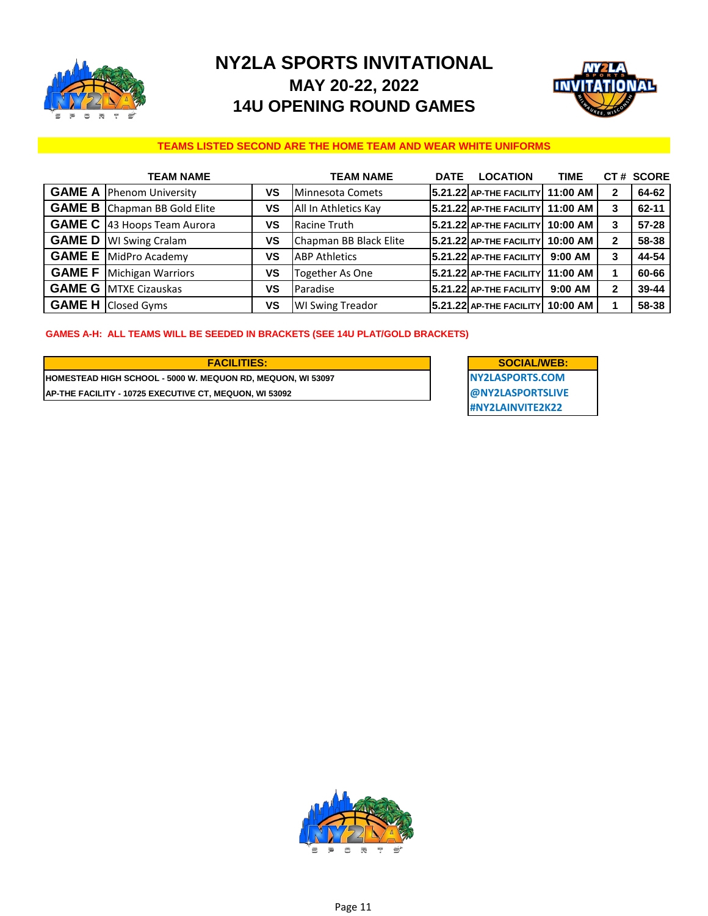# NY2LA SPORTS INVITATIONAL

## MAY 20-22, 2022

## 14U OPENING ROUND GAMES

**TEAMS LISTED SECOND ARE THE HOME TEAM AND WEAR WHITE UNIFORMS**

| | TEAM NAME | | TEAM NAME | DATE | LOCATION | TIME | CT # | SCORE |
|---|---|---|---|---|---|---|---|---|
| GAME A | Phenom University | VS | Minnesota Comets | 5.21.22 | AP-THE FACILITY | 11:00 AM | 2 | 64-62 |
| GAME B | Chapman BB Gold Elite | VS | All In Athletics Kay | 5.21.22 | AP-THE FACILITY | 11:00 AM | 3 | 62-11 |
| GAME C | 43 Hoops Team Aurora | VS | Racine Truth | 5.21.22 | AP-THE FACILITY | 10:00 AM | 3 | 57-28 |
| GAME D | WI Swing Cralam | VS | Chapman BB Black Elite | 5.21.22 | AP-THE FACILITY | 10:00 AM | 2 | 58-38 |
| GAME E | MidPro Academy | VS | ABP Athletics | 5.21.22 | AP-THE FACILITY | 9:00 AM | 3 | 44-54 |
| GAME F | Michigan Warriors | VS | Together As One | 5.21.22 | AP-THE FACILITY | 11:00 AM | 1 | 60-66 |
| GAME G | MTXE Cizauskas | VS | Paradise | 5.21.22 | AP-THE FACILITY | 9:00 AM | 2 | 39-44 |
| GAME H | Closed Gyms | VS | WI Swing Treador | 5.21.22 | AP-THE FACILITY | 10:00 AM | 1 | 58-38 |

**GAMES A-H: ALL TEAMS WILL BE SEEDED IN BRACKETS (SEE 14U PLAT/GOLD BRACKETS)**

| FACILITIES: |
|---|
| HOMESTEAD HIGH SCHOOL - 5000 W. MEQUON RD, MEQUON, WI 53097 |
| AP-THE FACILITY - 10725 EXECUTIVE CT, MEQUON, WI 53092 |

| SOCIAL/WEB: |
|---|
| NY2LASPORTS.COM |
| @NY2LASPORTSLIVE |
| #NY2LAINVITE2K22 |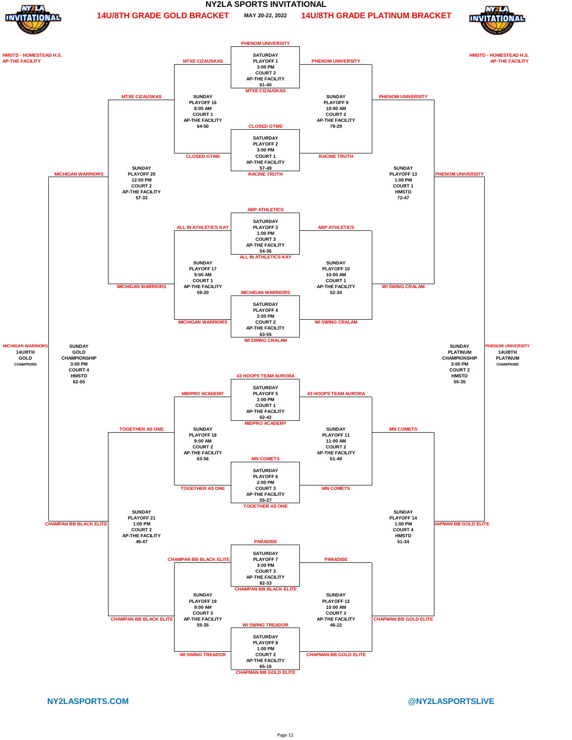# NY2LA SPORTS INVITATIONAL

## 14U/8TH GRADE GOLD BRACKET — MAY 20-22, 2022 — 14U/8TH GRADE PLATINUM BRACKET

HMSTD - HOMESTEAD H.S.
AP-THE FACILITY

### Saturday Playoffs

| Game | Teams | Day/Time | Court | Location | Score | Winner |
|---|---|---|---|---|---|---|
| PLAYOFF 1 | PHENOM UNIVERSITY vs MTXE CIZAUSKAS | SATURDAY 3:00 PM | COURT 2 | AP-THE FACILITY | 61-40 | PHENOM UNIVERSITY |
| PLAYOFF 2 | CLOSED GYMS vs RACINE TRUTH | SATURDAY 3:00 PM | COURT 1 | AP-THE FACILITY | 57-49 | CLOSED GYMS |
| PLAYOFF 3 | ABP ATHLETICS vs ALL IN ATHLETICS KAY | SATURDAY 1:00 PM | COURT 3 | AP-THE FACILITY | 54-36 | ABP ATHLETICS |
| PLAYOFF 4 | MICHIGAN WARRIORS vs WI SWING CRALAM | SATURDAY 2:00 PM | COURT 2 | AP-THE FACILITY | 63-55 | MICHIGAN WARRIORS |
| PLAYOFF 5 | 43 HOOPS TEAM AURORA vs MIDPRO ACADEMY | SATURDAY 2:00 PM | COURT 1 | AP-THE FACILITY | 62-42 | 43 HOOPS TEAM AURORA |
| PLAYOFF 6 | MN COMETS vs TOGETHER AS ONE | SATURDAY 2:00 PM | COURT 3 | AP-THE FACILITY | 55-27 | MN COMETS |
| PLAYOFF 7 | PARADISE vs CHAMPAN BB BLACK ELITE | SATURDAY 3:00 PM | COURT 3 | AP-THE FACILITY | 82-33 | PARADISE |
| PLAYOFF 8 | WI SWING TREADOR vs CHAPMAN BB GOLD ELITE | SATURDAY 1:00 PM | COURT 2 | AP-THE FACILITY | 65-18 | CHAPMAN BB GOLD ELITE |

### 14U/8TH Gold Bracket (Sunday)

| Game | Teams | Day/Time | Court | Location | Score | Winner |
|---|---|---|---|---|---|---|
| PLAYOFF 16 | MTXE CIZAUSKAS vs CLOSED GYMS | SUNDAY 8:00 AM | COURT 1 | AP-THE FACILITY | 64-50 | MTXE CIZAUSKAS |
| PLAYOFF 17 | ALL IN ATHLETICS KAY vs MICHIGAN WARRIORS | SUNDAY 9:00 AM | COURT 1 | AP-THE FACILITY | 59-20 | MICHIGAN WARRIORS |
| PLAYOFF 18 | MIDPRO ACADEMY vs TOGETHER AS ONE | SUNDAY 9:00 AM | COURT 2 | AP-THE FACILITY | 63-56 | TOGETHER AS ONE |
| PLAYOFF 19 | CHAMPAN BB BLACK ELITE vs WI SWING TREADOR | SUNDAY 9:00 AM | COURT 3 | AP-THE FACILITY | 55-35 | CHAMPAN BB BLACK ELITE |
| PLAYOFF 20 | MTXE CIZAUSKAS vs MICHIGAN WARRIORS | SUNDAY 12:00 PM | COURT 2 | AP-THE FACILITY | 57-33 | MICHIGAN WARRIORS |
| PLAYOFF 21 | TOGETHER AS ONE vs CHAMPAN BB BLACK ELITE | SUNDAY 1:00 PM | COURT 2 | AP-THE FACILITY | 49-47 | CHAMPAN BB BLACK ELITE |
| GOLD CHAMPIONSHIP | MICHIGAN WARRIORS vs CHAMPAN BB BLACK ELITE | SUNDAY 3:00 PM | COURT 4 | HMSTD | 62-55 | MICHIGAN WARRIORS |

**MICHIGAN WARRIORS — 14U/8TH GOLD CHAMPIONS**

### 14U/8TH Platinum Bracket (Sunday)

| Game | Teams | Day/Time | Court | Location | Score | Winner |
|---|---|---|---|---|---|---|
| PLAYOFF 9 | PHENOM UNIVERSITY vs RACINE TRUTH | SUNDAY 10:00 AM | COURT 2 | AP-THE FACILITY | 79-29 | PHENOM UNIVERSITY |
| PLAYOFF 10 | ABP ATHLETICS vs WI SWING CRALAM | SUNDAY 10:00 AM | COURT 1 | AP-THE FACILITY | 52-34 | WI SWING CRALAM |
| PLAYOFF 11 | 43 HOOPS TEAM AURORA vs MN COMETS | SUNDAY 11:00 AM | COURT 2 | AP-THE FACILITY | 61-49 | MN COMETS |
| PLAYOFF 12 | PARADISE vs CHAPMAN BB GOLD ELITE | SUNDAY 10:00 AM | COURT 3 | AP-THE FACILITY | 46-22 | CHAPMAN BB GOLD ELITE |
| PLAYOFF 13 | PHENOM UNIVERSITY vs WI SWING CRALAM | SUNDAY 1:00 PM | COURT 1 | HMSTD | 72-47 | PHENOM UNIVERSITY |
| PLAYOFF 14 | MN COMETS vs CHAPMAN BB GOLD ELITE | SUNDAY 1:00 PM | COURT 4 | HMSTD | 51-34 | CHAPMAN BB GOLD ELITE |
| PLATINUM CHAMPIONSHIP | PHENOM UNIVERSITY vs CHAPMAN BB GOLD ELITE | SUNDAY 3:00 PM | COURT 2 | HMSTD | 55-35 | PHENOM UNIVERSITY |

**PHENOM UNIVERSITY — 14U/8TH PLATINUM CHAMPIONS**

NY2LASPORTS.COM — @NY2LASPORTSLIVE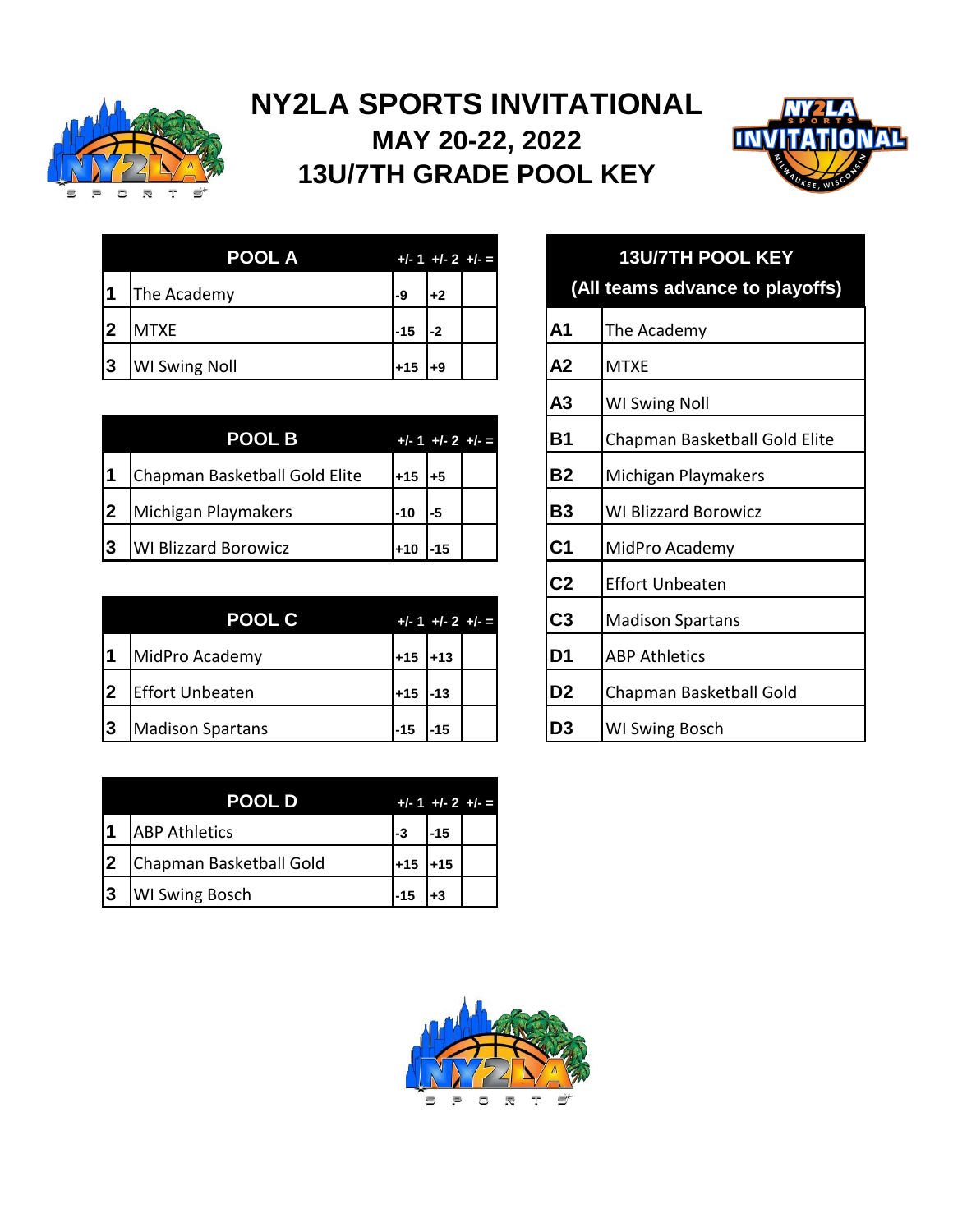# NY2LA SPORTS INVITATIONAL

## MAY 20-22, 2022

## 13U/7TH GRADE POOL KEY

| | POOL A | +/- 1 | +/- 2 | +/- = |
|---|---|---|---|---|
| 1 | The Academy | -9 | +2 | |
| 2 | MTXE | -15 | -2 | |
| 3 | WI Swing Noll | +15 | +9 | |

| | POOL B | +/- 1 | +/- 2 | +/- = |
|---|---|---|---|---|
| 1 | Chapman Basketball Gold Elite | +15 | +5 | |
| 2 | Michigan Playmakers | -10 | -5 | |
| 3 | WI Blizzard Borowicz | +10 | -15 | |

| | POOL C | +/- 1 | +/- 2 | +/- = |
|---|---|---|---|---|
| 1 | MidPro Academy | +15 | +13 | |
| 2 | Effort Unbeaten | +15 | -13 | |
| 3 | Madison Spartans | -15 | -15 | |

| | POOL D | +/- 1 | +/- 2 | +/- = |
|---|---|---|---|---|
| 1 | ABP Athletics | -3 | -15 | |
| 2 | Chapman Basketball Gold | +15 | +15 | |
| 3 | WI Swing Bosch | -15 | +3 | |

| 13U/7TH POOL KEY (All teams advance to playoffs) | |
|---|---|
| A1 | The Academy |
| A2 | MTXE |
| A3 | WI Swing Noll |
| B1 | Chapman Basketball Gold Elite |
| B2 | Michigan Playmakers |
| B3 | WI Blizzard Borowicz |
| C1 | MidPro Academy |
| C2 | Effort Unbeaten |
| C3 | Madison Spartans |
| D1 | ABP Athletics |
| D2 | Chapman Basketball Gold |
| D3 | WI Swing Bosch |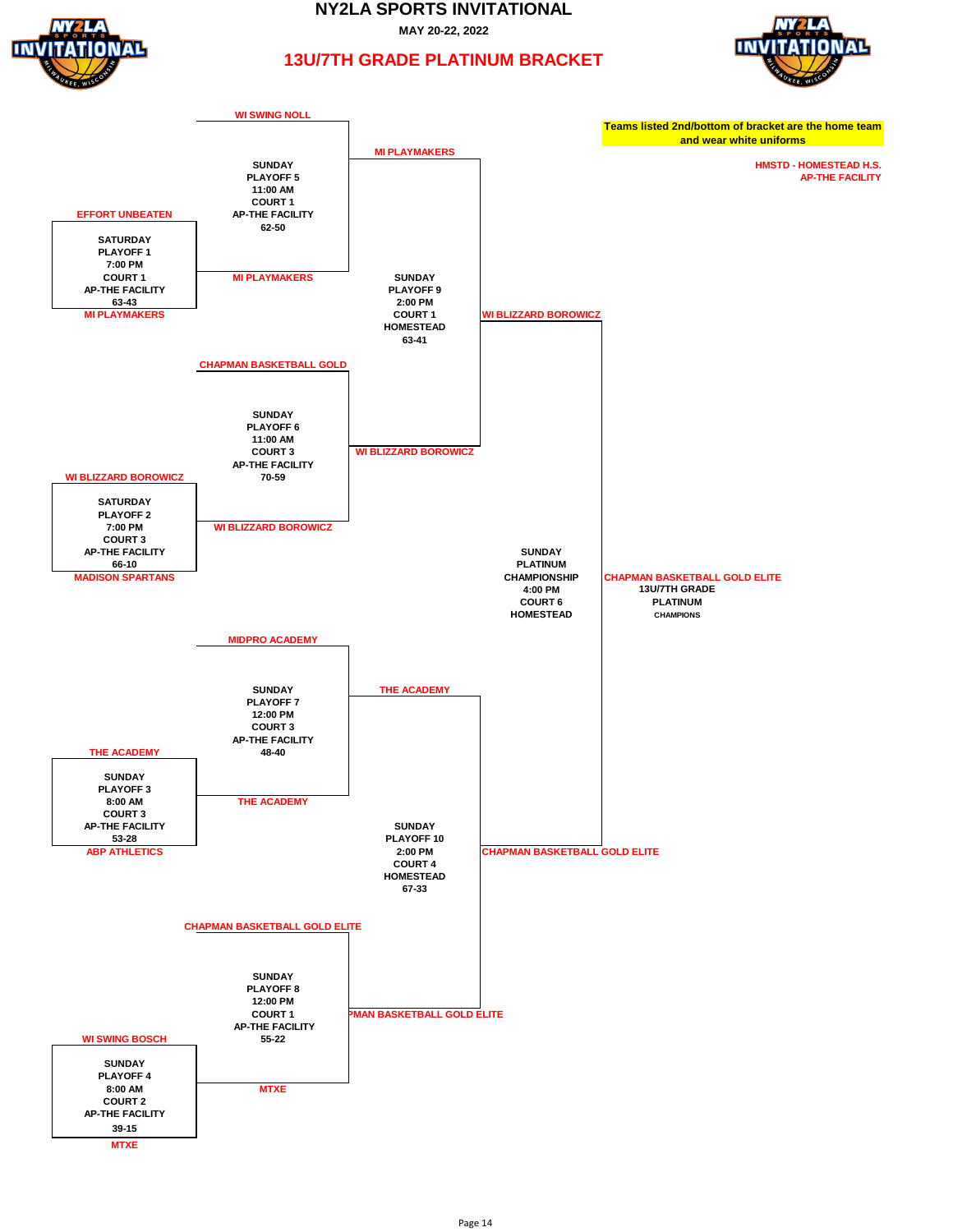# NY2LA SPORTS INVITATIONAL

**MAY 20-22, 2022**

## 13U/7TH GRADE PLATINUM BRACKET

**Teams listed 2nd/bottom of bracket are the home team and wear white uniforms**

HMSTD - HOMESTEAD H.S.
AP-THE FACILITY

WI SWING NOLL

MI PLAYMAKERS

SUNDAY
PLAYOFF 5
11:00 AM
COURT 1
AP-THE FACILITY
62-50

EFFORT UNBEATEN

SATURDAY
PLAYOFF 1
7:00 PM
COURT 1
AP-THE FACILITY
63-43

MI PLAYMAKERS

MI PLAYMAKERS

SUNDAY
PLAYOFF 9
2:00 PM
COURT 1
HOMESTEAD
63-41

WI BLIZZARD BOROWICZ

CHAPMAN BASKETBALL GOLD

SUNDAY
PLAYOFF 6
11:00 AM
COURT 3
AP-THE FACILITY
70-59

WI BLIZZARD BOROWICZ

WI BLIZZARD BOROWICZ

SATURDAY
PLAYOFF 2
7:00 PM
COURT 3
AP-THE FACILITY
66-10

WI BLIZZARD BOROWICZ

MADISON SPARTANS

SUNDAY
PLATINUM
CHAMPIONSHIP
4:00 PM
COURT 6
HOMESTEAD

CHAPMAN BASKETBALL GOLD ELITE
13U/7TH GRADE
PLATINUM
CHAMPIONS

MIDPRO ACADEMY

THE ACADEMY

SUNDAY
PLAYOFF 7
12:00 PM
COURT 3
AP-THE FACILITY
48-40

THE ACADEMY

SUNDAY
PLAYOFF 3
8:00 AM
COURT 3
AP-THE FACILITY
53-28

THE ACADEMY

ABP ATHLETICS

SUNDAY
PLAYOFF 10
2:00 PM
COURT 4
HOMESTEAD
67-33

CHAPMAN BASKETBALL GOLD ELITE

CHAPMAN BASKETBALL GOLD ELITE

SUNDAY
PLAYOFF 8
12:00 PM
COURT 1
AP-THE FACILITY
55-22

PMAN BASKETBALL GOLD ELITE

WI SWING BOSCH

SUNDAY
PLAYOFF 4
8:00 AM
COURT 2
AP-THE FACILITY
39-15

MTXE

MTXE